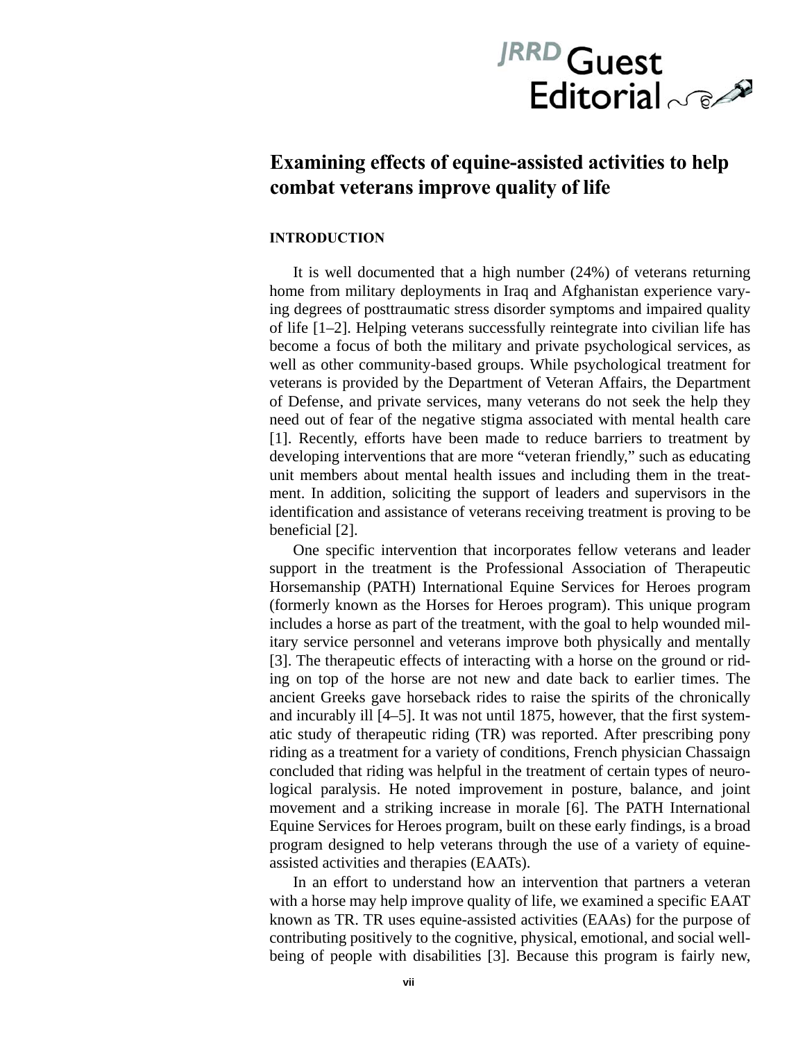# JRRD Guest Editorial

## Examining effects of equine-assisted activities to help combat veterans improve quality of life

### INTRODUCTION

It is well documented that a high number (24%) of veterans returning home from military deployments in Iraq and Afghanistan experience varying degrees of posttraumatic stress disorder symptoms and impaired quality of life [1–2]. Helping veterans successfully reintegrate into civilian life has become a focus of both the military and private psychological services, as well as other community-based groups. While psychological treatment for veterans is provided by the Department of Veteran Affairs, the Department of Defense, and private services, many veterans do not seek the help they need out of fear of the negative stigma associated with mental health care [1]. Recently, efforts have been made to reduce barriers to treatment by developing interventions that are more "veteran friendly," such as educating unit members about mental health issues and including them in the treatment. In addition, soliciting the support of leaders and supervisors in the identification and assistance of veterans receiving treatment is proving to be beneficial [2].

One specific intervention that incorporates fellow veterans and leader support in the treatment is the Professional Association of Therapeutic Horsemanship (PATH) International Equine Services for Heroes program (formerly known as the Horses for Heroes program). This unique program includes a horse as part of the treatment, with the goal to help wounded military service personnel and veterans improve both physically and mentally [3]. The therapeutic effects of interacting with a horse on the ground or riding on top of the horse are not new and date back to earlier times. The ancient Greeks gave horseback rides to raise the spirits of the chronically and incurably ill [4–5]. It was not until 1875, however, that the first systematic study of therapeutic riding (TR) was reported. After prescribing pony riding as a treatment for a variety of conditions, French physician Chassaign concluded that riding was helpful in the treatment of certain types of neurological paralysis. He noted improvement in posture, balance, and joint movement and a striking increase in morale [6]. The PATH International Equine Services for Heroes program, built on these early findings, is a broad program designed to help veterans through the use of a variety of equine-assisted activities and therapies (EAATs).

In an effort to understand how an intervention that partners a veteran with a horse may help improve quality of life, we examined a specific EAAT known as TR. TR uses equine-assisted activities (EAAs) for the purpose of contributing positively to the cognitive, physical, emotional, and social well-being of people with disabilities [3]. Because this program is fairly new,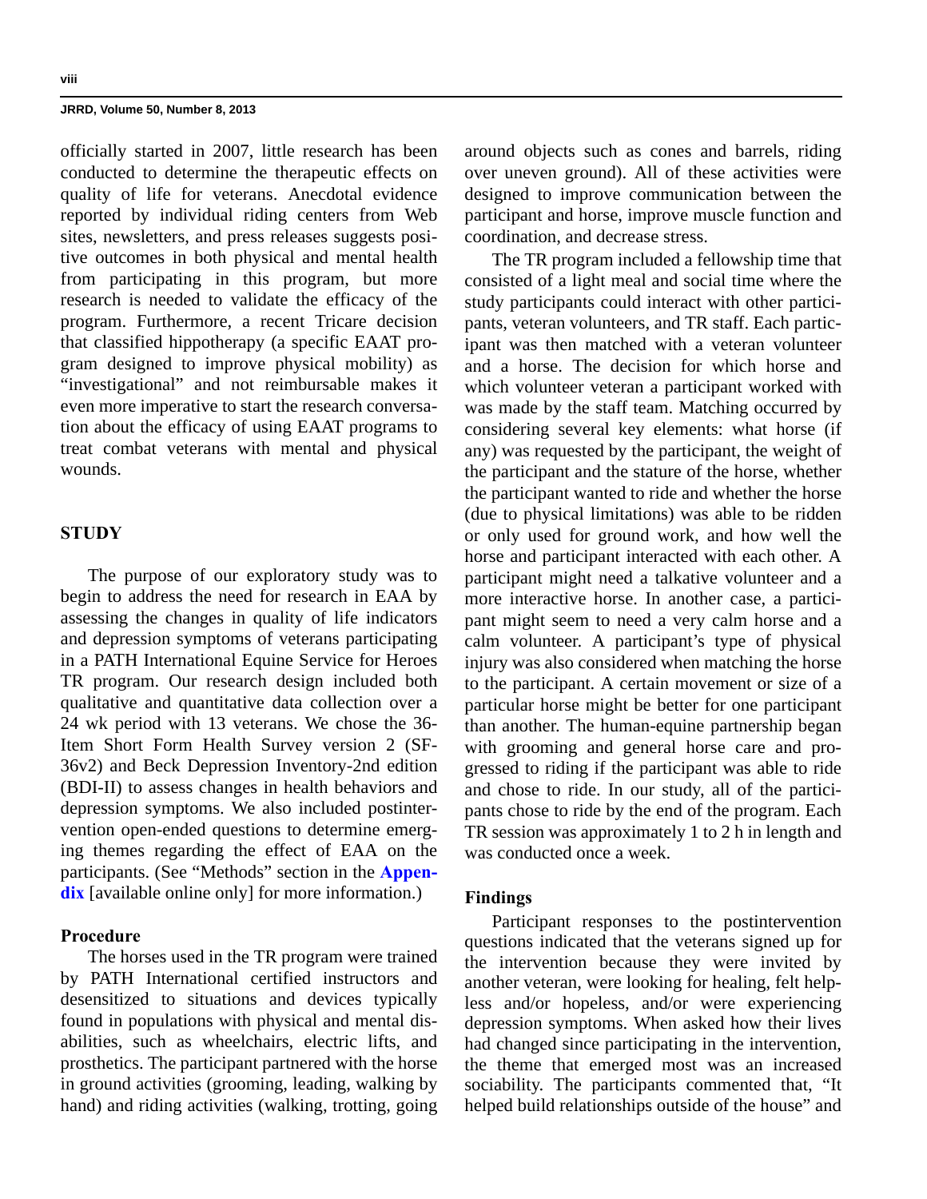officially started in 2007, little research has been conducted to determine the therapeutic effects on quality of life for veterans. Anecdotal evidence reported by individual riding centers from Web sites, newsletters, and press releases suggests positive outcomes in both physical and mental health from participating in this program, but more research is needed to validate the efficacy of the program. Furthermore, a recent Tricare decision that classified hippotherapy (a specific EAAT program designed to improve physical mobility) as "investigational" and not reimbursable makes it even more imperative to start the research conversation about the efficacy of using EAAT programs to treat combat veterans with mental and physical wounds.

## STUDY

The purpose of our exploratory study was to begin to address the need for research in EAA by assessing the changes in quality of life indicators and depression symptoms of veterans participating in a PATH International Equine Service for Heroes TR program. Our research design included both qualitative and quantitative data collection over a 24 wk period with 13 veterans. We chose the 36-Item Short Form Health Survey version 2 (SF-36v2) and Beck Depression Inventory-2nd edition (BDI-II) to assess changes in health behaviors and depression symptoms. We also included postintervention open-ended questions to determine emerging themes regarding the effect of EAA on the participants. (See "Methods" section in the **Appendix** [available online only] for more information.)

### Procedure

The horses used in the TR program were trained by PATH International certified instructors and desensitized to situations and devices typically found in populations with physical and mental disabilities, such as wheelchairs, electric lifts, and prosthetics. The participant partnered with the horse in ground activities (grooming, leading, walking by hand) and riding activities (walking, trotting, going around objects such as cones and barrels, riding over uneven ground). All of these activities were designed to improve communication between the participant and horse, improve muscle function and coordination, and decrease stress.

The TR program included a fellowship time that consisted of a light meal and social time where the study participants could interact with other participants, veteran volunteers, and TR staff. Each participant was then matched with a veteran volunteer and a horse. The decision for which horse and which volunteer veteran a participant worked with was made by the staff team. Matching occurred by considering several key elements: what horse (if any) was requested by the participant, the weight of the participant and the stature of the horse, whether the participant wanted to ride and whether the horse (due to physical limitations) was able to be ridden or only used for ground work, and how well the horse and participant interacted with each other. A participant might need a talkative volunteer and a more interactive horse. In another case, a participant might seem to need a very calm horse and a calm volunteer. A participant's type of physical injury was also considered when matching the horse to the participant. A certain movement or size of a particular horse might be better for one participant than another. The human-equine partnership began with grooming and general horse care and progressed to riding if the participant was able to ride and chose to ride. In our study, all of the participants chose to ride by the end of the program. Each TR session was approximately 1 to 2 h in length and was conducted once a week.

### Findings

Participant responses to the postintervention questions indicated that the veterans signed up for the intervention because they were invited by another veteran, were looking for healing, felt helpless and/or hopeless, and/or were experiencing depression symptoms. When asked how their lives had changed since participating in the intervention, the theme that emerged most was an increased sociability. The participants commented that, "It helped build relationships outside of the house" and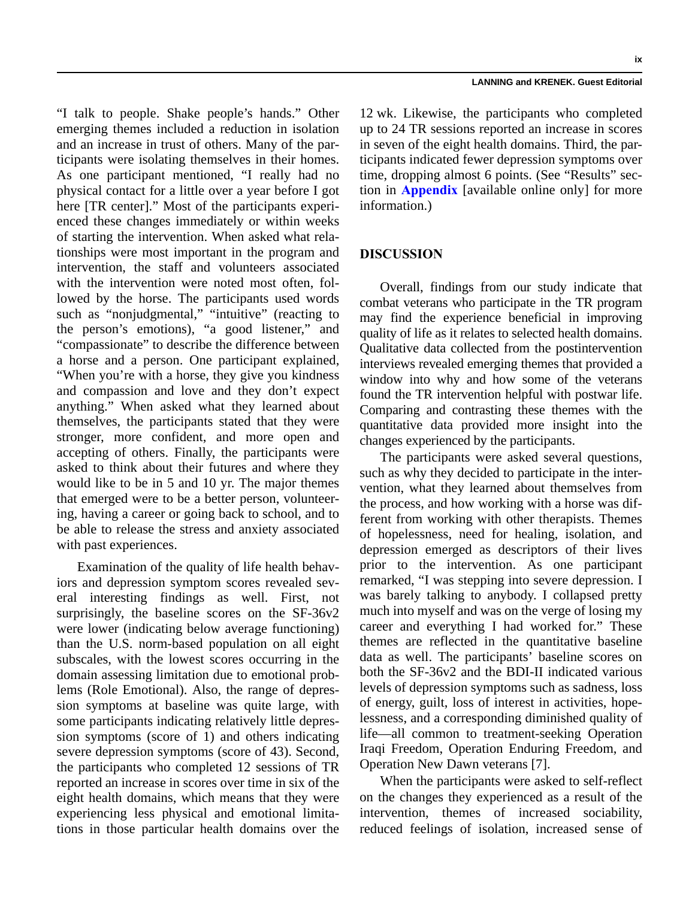"I talk to people. Shake people's hands." Other emerging themes included a reduction in isolation and an increase in trust of others. Many of the participants were isolating themselves in their homes. As one participant mentioned, "I really had no physical contact for a little over a year before I got here [TR center]." Most of the participants experienced these changes immediately or within weeks of starting the intervention. When asked what relationships were most important in the program and intervention, the staff and volunteers associated with the intervention were noted most often, followed by the horse. The participants used words such as "nonjudgmental," "intuitive" (reacting to the person's emotions), "a good listener," and "compassionate" to describe the difference between a horse and a person. One participant explained, "When you're with a horse, they give you kindness and compassion and love and they don't expect anything." When asked what they learned about themselves, the participants stated that they were stronger, more confident, and more open and accepting of others. Finally, the participants were asked to think about their futures and where they would like to be in 5 and 10 yr. The major themes that emerged were to be a better person, volunteering, having a career or going back to school, and to be able to release the stress and anxiety associated with past experiences.

Examination of the quality of life health behaviors and depression symptom scores revealed several interesting findings as well. First, not surprisingly, the baseline scores on the SF-36v2 were lower (indicating below average functioning) than the U.S. norm-based population on all eight subscales, with the lowest scores occurring in the domain assessing limitation due to emotional problems (Role Emotional). Also, the range of depression symptoms at baseline was quite large, with some participants indicating relatively little depression symptoms (score of 1) and others indicating severe depression symptoms (score of 43). Second, the participants who completed 12 sessions of TR reported an increase in scores over time in six of the eight health domains, which means that they were experiencing less physical and emotional limitations in those particular health domains over the 12 wk. Likewise, the participants who completed up to 24 TR sessions reported an increase in scores in seven of the eight health domains. Third, the participants indicated fewer depression symptoms over time, dropping almost 6 points. (See "Results" section in **Appendix** [available online only] for more information.)

## DISCUSSION

Overall, findings from our study indicate that combat veterans who participate in the TR program may find the experience beneficial in improving quality of life as it relates to selected health domains. Qualitative data collected from the postintervention interviews revealed emerging themes that provided a window into why and how some of the veterans found the TR intervention helpful with postwar life. Comparing and contrasting these themes with the quantitative data provided more insight into the changes experienced by the participants.

The participants were asked several questions, such as why they decided to participate in the intervention, what they learned about themselves from the process, and how working with a horse was different from working with other therapists. Themes of hopelessness, need for healing, isolation, and depression emerged as descriptors of their lives prior to the intervention. As one participant remarked, "I was stepping into severe depression. I was barely talking to anybody. I collapsed pretty much into myself and was on the verge of losing my career and everything I had worked for." These themes are reflected in the quantitative baseline data as well. The participants' baseline scores on both the SF-36v2 and the BDI-II indicated various levels of depression symptoms such as sadness, loss of energy, guilt, loss of interest in activities, hopelessness, and a corresponding diminished quality of life—all common to treatment-seeking Operation Iraqi Freedom, Operation Enduring Freedom, and Operation New Dawn veterans [7].

When the participants were asked to self-reflect on the changes they experienced as a result of the intervention, themes of increased sociability, reduced feelings of isolation, increased sense of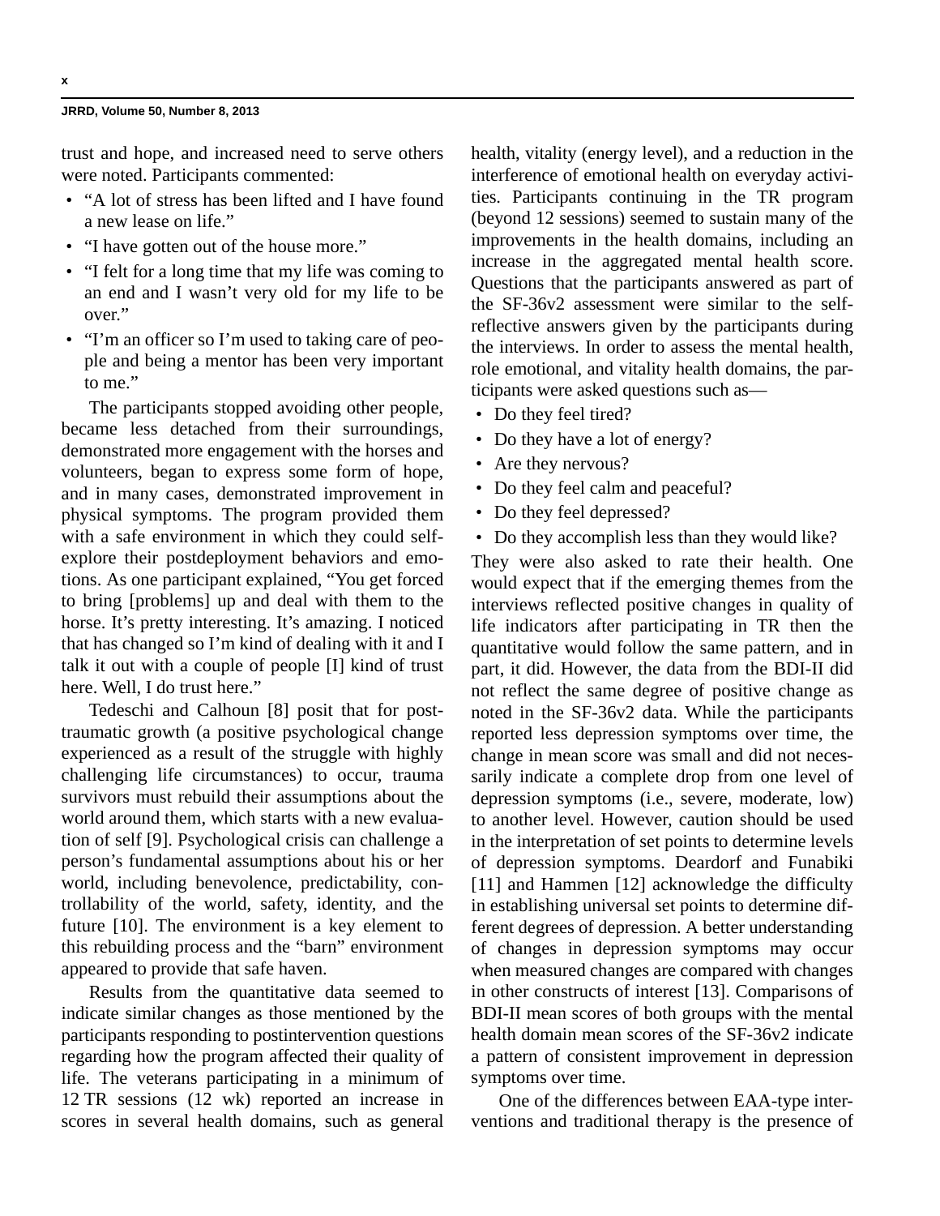trust and hope, and increased need to serve others were noted. Participants commented:

- "A lot of stress has been lifted and I have found a new lease on life."
- "I have gotten out of the house more."
- "I felt for a long time that my life was coming to an end and I wasn't very old for my life to be over."
- "I'm an officer so I'm used to taking care of people and being a mentor has been very important to me."

The participants stopped avoiding other people, became less detached from their surroundings, demonstrated more engagement with the horses and volunteers, began to express some form of hope, and in many cases, demonstrated improvement in physical symptoms. The program provided them with a safe environment in which they could self-explore their postdeployment behaviors and emotions. As one participant explained, "You get forced to bring [problems] up and deal with them to the horse. It's pretty interesting. It's amazing. I noticed that has changed so I'm kind of dealing with it and I talk it out with a couple of people [I] kind of trust here. Well, I do trust here."

Tedeschi and Calhoun [8] posit that for posttraumatic growth (a positive psychological change experienced as a result of the struggle with highly challenging life circumstances) to occur, trauma survivors must rebuild their assumptions about the world around them, which starts with a new evaluation of self [9]. Psychological crisis can challenge a person's fundamental assumptions about his or her world, including benevolence, predictability, controllability of the world, safety, identity, and the future [10]. The environment is a key element to this rebuilding process and the "barn" environment appeared to provide that safe haven.

Results from the quantitative data seemed to indicate similar changes as those mentioned by the participants responding to postintervention questions regarding how the program affected their quality of life. The veterans participating in a minimum of 12 TR sessions (12 wk) reported an increase in scores in several health domains, such as general health, vitality (energy level), and a reduction in the interference of emotional health on everyday activities. Participants continuing in the TR program (beyond 12 sessions) seemed to sustain many of the improvements in the health domains, including an increase in the aggregated mental health score. Questions that the participants answered as part of the SF-36v2 assessment were similar to the self-reflective answers given by the participants during the interviews. In order to assess the mental health, role emotional, and vitality health domains, the participants were asked questions such as—

- Do they feel tired?
- Do they have a lot of energy?
- Are they nervous?
- Do they feel calm and peaceful?
- Do they feel depressed?
- Do they accomplish less than they would like?

They were also asked to rate their health. One would expect that if the emerging themes from the interviews reflected positive changes in quality of life indicators after participating in TR then the quantitative would follow the same pattern, and in part, it did. However, the data from the BDI-II did not reflect the same degree of positive change as noted in the SF-36v2 data. While the participants reported less depression symptoms over time, the change in mean score was small and did not necessarily indicate a complete drop from one level of depression symptoms (i.e., severe, moderate, low) to another level. However, caution should be used in the interpretation of set points to determine levels of depression symptoms. Deardorf and Funabiki [11] and Hammen [12] acknowledge the difficulty in establishing universal set points to determine different degrees of depression. A better understanding of changes in depression symptoms may occur when measured changes are compared with changes in other constructs of interest [13]. Comparisons of BDI-II mean scores of both groups with the mental health domain mean scores of the SF-36v2 indicate a pattern of consistent improvement in depression symptoms over time.

One of the differences between EAA-type interventions and traditional therapy is the presence of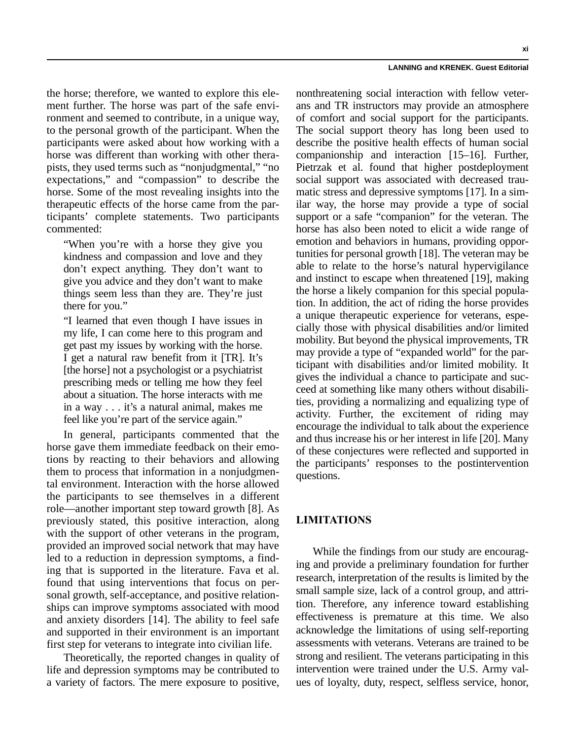the horse; therefore, we wanted to explore this element further. The horse was part of the safe environment and seemed to contribute, in a unique way, to the personal growth of the participant. When the participants were asked about how working with a horse was different than working with other therapists, they used terms such as "nonjudgmental," "no expectations," and "compassion" to describe the horse. Some of the most revealing insights into the therapeutic effects of the horse came from the participants' complete statements. Two participants commented:

> "When you're with a horse they give you kindness and compassion and love and they don't expect anything. They don't want to give you advice and they don't want to make things seem less than they are. They're just there for you."

> "I learned that even though I have issues in my life, I can come here to this program and get past my issues by working with the horse. I get a natural raw benefit from it [TR]. It's [the horse] not a psychologist or a psychiatrist prescribing meds or telling me how they feel about a situation. The horse interacts with me in a way . . . it's a natural animal, makes me feel like you're part of the service again."

In general, participants commented that the horse gave them immediate feedback on their emotions by reacting to their behaviors and allowing them to process that information in a nonjudgmental environment. Interaction with the horse allowed the participants to see themselves in a different role—another important step toward growth [8]. As previously stated, this positive interaction, along with the support of other veterans in the program, provided an improved social network that may have led to a reduction in depression symptoms, a finding that is supported in the literature. Fava et al. found that using interventions that focus on personal growth, self-acceptance, and positive relationships can improve symptoms associated with mood and anxiety disorders [14]. The ability to feel safe and supported in their environment is an important first step for veterans to integrate into civilian life.

Theoretically, the reported changes in quality of life and depression symptoms may be contributed to a variety of factors. The mere exposure to positive, nonthreatening social interaction with fellow veterans and TR instructors may provide an atmosphere of comfort and social support for the participants. The social support theory has long been used to describe the positive health effects of human social companionship and interaction [15–16]. Further, Pietrzak et al. found that higher postdeployment social support was associated with decreased traumatic stress and depressive symptoms [17]. In a similar way, the horse may provide a type of social support or a safe "companion" for the veteran. The horse has also been noted to elicit a wide range of emotion and behaviors in humans, providing opportunities for personal growth [18]. The veteran may be able to relate to the horse's natural hypervigilance and instinct to escape when threatened [19], making the horse a likely companion for this special population. In addition, the act of riding the horse provides a unique therapeutic experience for veterans, especially those with physical disabilities and/or limited mobility. But beyond the physical improvements, TR may provide a type of "expanded world" for the participant with disabilities and/or limited mobility. It gives the individual a chance to participate and succeed at something like many others without disabilities, providing a normalizing and equalizing type of activity. Further, the excitement of riding may encourage the individual to talk about the experience and thus increase his or her interest in life [20]. Many of these conjectures were reflected and supported in the participants' responses to the postintervention questions.

## LIMITATIONS

While the findings from our study are encouraging and provide a preliminary foundation for further research, interpretation of the results is limited by the small sample size, lack of a control group, and attrition. Therefore, any inference toward establishing effectiveness is premature at this time. We also acknowledge the limitations of using self-reporting assessments with veterans. Veterans are trained to be strong and resilient. The veterans participating in this intervention were trained under the U.S. Army values of loyalty, duty, respect, selfless service, honor,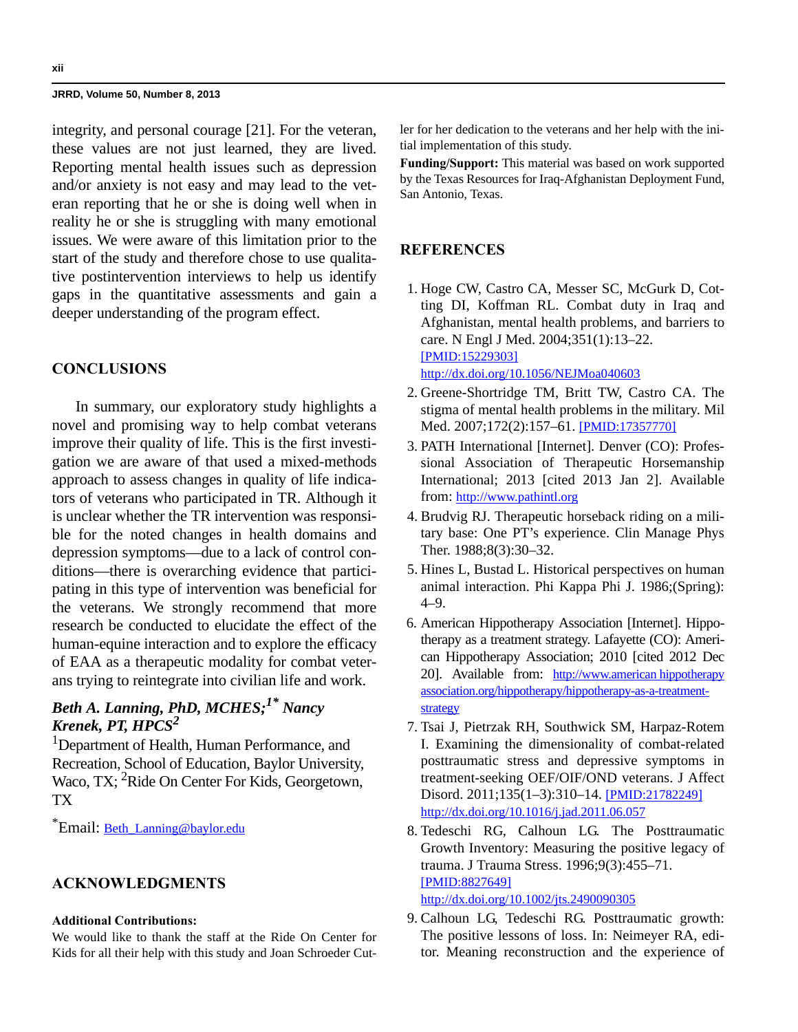integrity, and personal courage [21]. For the veteran, these values are not just learned, they are lived. Reporting mental health issues such as depression and/or anxiety is not easy and may lead to the veteran reporting that he or she is doing well when in reality he or she is struggling with many emotional issues. We were aware of this limitation prior to the start of the study and therefore chose to use qualitative postintervention interviews to help us identify gaps in the quantitative assessments and gain a deeper understanding of the program effect.

## CONCLUSIONS

In summary, our exploratory study highlights a novel and promising way to help combat veterans improve their quality of life. This is the first investigation we are aware of that used a mixed-methods approach to assess changes in quality of life indicators of veterans who participated in TR. Although it is unclear whether the TR intervention was responsible for the noted changes in health domains and depression symptoms—due to a lack of control conditions—there is overarching evidence that participating in this type of intervention was beneficial for the veterans. We strongly recommend that more research be conducted to elucidate the effect of the human-equine interaction and to explore the efficacy of EAA as a therapeutic modality for combat veterans trying to reintegrate into civilian life and work.

***Beth A. Lanning, PhD, MCHES;[1*] Nancy Krenek, PT, HPCS[2]***

[1]Department of Health, Human Performance, and Recreation, School of Education, Baylor University, Waco, TX; [2]Ride On Center For Kids, Georgetown, TX

[*]Email: Beth_Lanning@baylor.edu

## ACKNOWLEDGMENTS

**Additional Contributions:**

We would like to thank the staff at the Ride On Center for Kids for all their help with this study and Joan Schroeder Cutler for her dedication to the veterans and her help with the initial implementation of this study.

**Funding/Support:** This material was based on work supported by the Texas Resources for Iraq-Afghanistan Deployment Fund, San Antonio, Texas.

## REFERENCES

1. Hoge CW, Castro CA, Messer SC, McGurk D, Cotting DI, Koffman RL. Combat duty in Iraq and Afghanistan, mental health problems, and barriers to care. N Engl J Med. 2004;351(1):13–22. [PMID:15229303] http://dx.doi.org/10.1056/NEJMoa040603
2. Greene-Shortridge TM, Britt TW, Castro CA. The stigma of mental health problems in the military. Mil Med. 2007;172(2):157–61. [PMID:17357770]
3. PATH International [Internet]. Denver (CO): Professional Association of Therapeutic Horsemanship International; 2013 [cited 2013 Jan 2]. Available from: http://www.pathintl.org
4. Brudvig RJ. Therapeutic horseback riding on a military base: One PT's experience. Clin Manage Phys Ther. 1988;8(3):30–32.
5. Hines L, Bustad L. Historical perspectives on human animal interaction. Phi Kappa Phi J. 1986;(Spring):4–9.
6. American Hippotherapy Association [Internet]. Hippotherapy as a treatment strategy. Lafayette (CO): American Hippotherapy Association; 2010 [cited 2012 Dec 20]. Available from: http://www.americanhippotherapyassociation.org/hippotherapy/hippotherapy-as-a-treatment-strategy
7. Tsai J, Pietrzak RH, Southwick SM, Harpaz-Rotem I. Examining the dimensionality of combat-related posttraumatic stress and depressive symptoms in treatment-seeking OEF/OIF/OND veterans. J Affect Disord. 2011;135(1–3):310–14. [PMID:21782249] http://dx.doi.org/10.1016/j.jad.2011.06.057
8. Tedeschi RG, Calhoun LG. The Posttraumatic Growth Inventory: Measuring the positive legacy of trauma. J Trauma Stress. 1996;9(3):455–71. [PMID:8827649] http://dx.doi.org/10.1002/jts.2490090305
9. Calhoun LG, Tedeschi RG. Posttraumatic growth: The positive lessons of loss. In: Neimeyer RA, editor. Meaning reconstruction and the experience of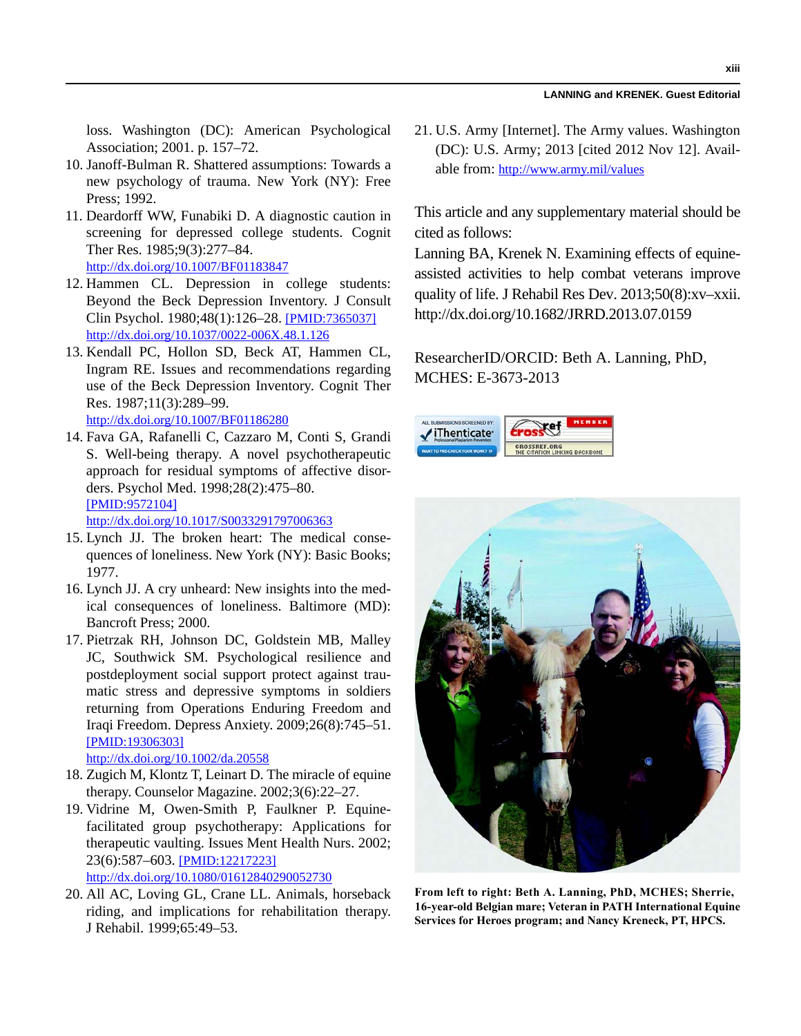loss. Washington (DC): American Psychological Association; 2001. p. 157–72.

10. Janoff-Bulman R. Shattered assumptions: Towards a new psychology of trauma. New York (NY): Free Press; 1992.
11. Deardorff WW, Funabiki D. A diagnostic caution in screening for depressed college students. Cognit Ther Res. 1985;9(3):277–84. http://dx.doi.org/10.1007/BF01183847
12. Hammen CL. Depression in college students: Beyond the Beck Depression Inventory. J Consult Clin Psychol. 1980;48(1):126–28. [PMID:7365037] http://dx.doi.org/10.1037/0022-006X.48.1.126
13. Kendall PC, Hollon SD, Beck AT, Hammen CL, Ingram RE. Issues and recommendations regarding use of the Beck Depression Inventory. Cognit Ther Res. 1987;11(3):289–99. http://dx.doi.org/10.1007/BF01186280
14. Fava GA, Rafanelli C, Cazzaro M, Conti S, Grandi S. Well-being therapy. A novel psychotherapeutic approach for residual symptoms of affective disorders. Psychol Med. 1998;28(2):475–80. [PMID:9572104] http://dx.doi.org/10.1017/S0033291797006363
15. Lynch JJ. The broken heart: The medical consequences of loneliness. New York (NY): Basic Books; 1977.
16. Lynch JJ. A cry unheard: New insights into the medical consequences of loneliness. Baltimore (MD): Bancroft Press; 2000.
17. Pietrzak RH, Johnson DC, Goldstein MB, Malley JC, Southwick SM. Psychological resilience and postdeployment social support protect against traumatic stress and depressive symptoms in soldiers returning from Operations Enduring Freedom and Iraqi Freedom. Depress Anxiety. 2009;26(8):745–51. [PMID:19306303] http://dx.doi.org/10.1002/da.20558
18. Zugich M, Klontz T, Leinart D. The miracle of equine therapy. Counselor Magazine. 2002;3(6):22–27.
19. Vidrine M, Owen-Smith P, Faulkner P. Equine-facilitated group psychotherapy: Applications for therapeutic vaulting. Issues Ment Health Nurs. 2002; 23(6):587–603. [PMID:12217223] http://dx.doi.org/10.1080/01612840290052730
20. All AC, Loving GL, Crane LL. Animals, horseback riding, and implications for rehabilitation therapy. J Rehabil. 1999;65:49–53.
21. U.S. Army [Internet]. The Army values. Washington (DC): U.S. Army; 2013 [cited 2012 Nov 12]. Available from: http://www.army.mil/values

This article and any supplementary material should be cited as follows:
Lanning BA, Krenek N. Examining effects of equine-assisted activities to help combat veterans improve quality of life. J Rehabil Res Dev. 2013;50(8):xv–xxii. http://dx.doi.org/10.1682/JRRD.2013.07.0159

ResearcherID/ORCID: Beth A. Lanning, PhD, MCHES: E-3673-2013

**From left to right: Beth A. Lanning, PhD, MCHES; Sherrie, 16-year-old Belgian mare; Veteran in PATH International Equine Services for Heroes program; and Nancy Kreneck, PT, HPCS.**